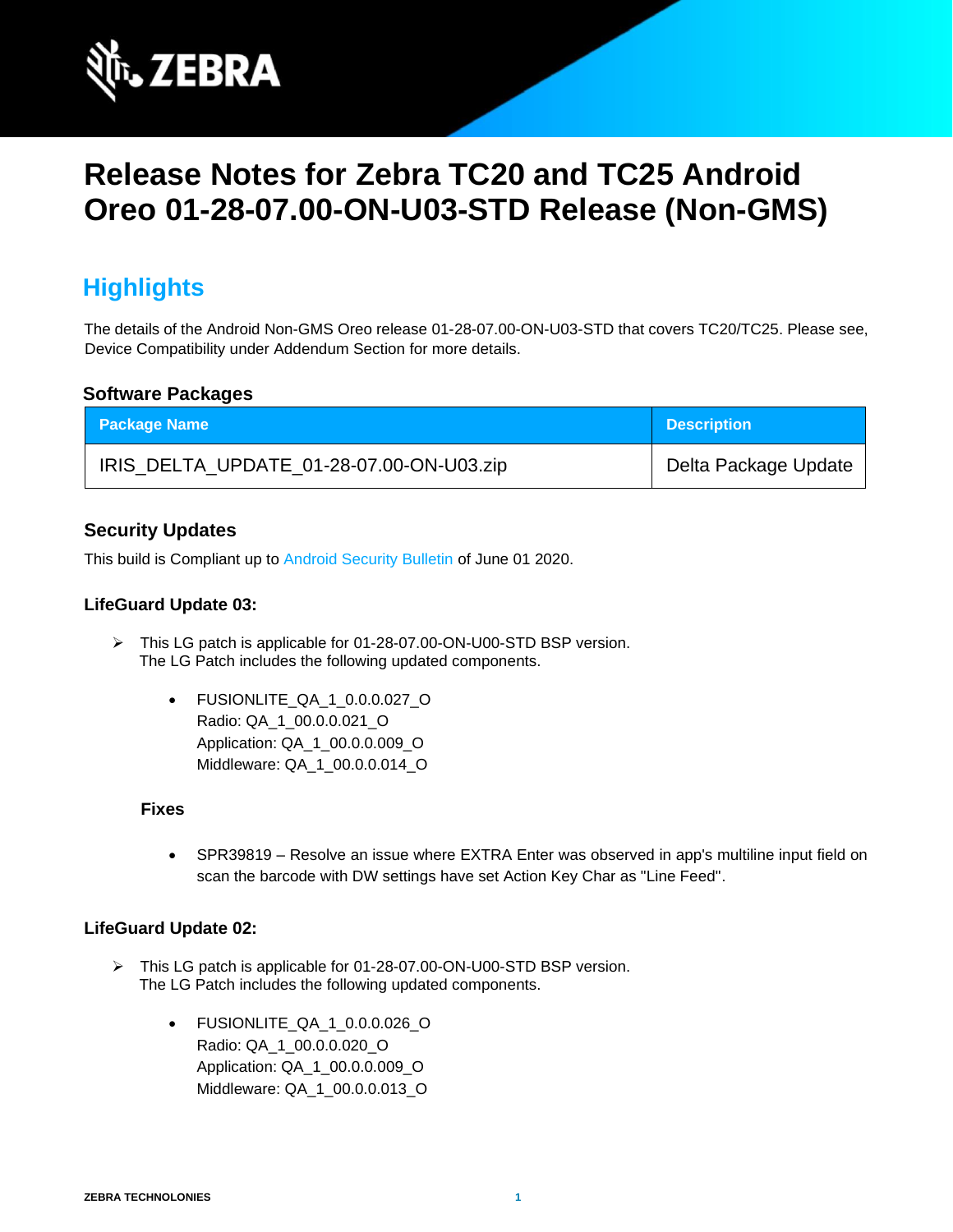# Release Notes for Zebra TC20 and TC25 Android Oreo 01-28-07.00-ON-U03-STD Release (Non-GMS)

## Highlights

The details of the Android Non-GMS Oreo release 01-28-07.00-ON-U03-STD that covers TC20/TC25. Please see, Device Compatibility under Addendum Section for more details.

### Software Packages

| Package Name | Description |
|---|---|
| IRIS_DELTA_UPDATE_01-28-07.00-ON-U03.zip | Delta Package Update |

### Security Updates

This build is Compliant up to Android Security Bulletin of June 01 2020.

#### LifeGuard Update 03:

- This LG patch is applicable for 01-28-07.00-ON-U00-STD BSP version.
  The LG Patch includes the following updated components.

  - FUSIONLITE_QA_1_0.0.0.027_O
    Radio: QA_1_00.0.0.021_O
    Application: QA_1_00.0.0.009_O
    Middleware: QA_1_00.0.0.014_O

  **Fixes**

  - SPR39819 – Resolve an issue where EXTRA Enter was observed in app's multiline input field on scan the barcode with DW settings have set Action Key Char as "Line Feed".

#### LifeGuard Update 02:

- This LG patch is applicable for 01-28-07.00-ON-U00-STD BSP version.
  The LG Patch includes the following updated components.

  - FUSIONLITE_QA_1_0.0.0.026_O
    Radio: QA_1_00.0.0.020_O
    Application: QA_1_00.0.0.009_O
    Middleware: QA_1_00.0.0.013_O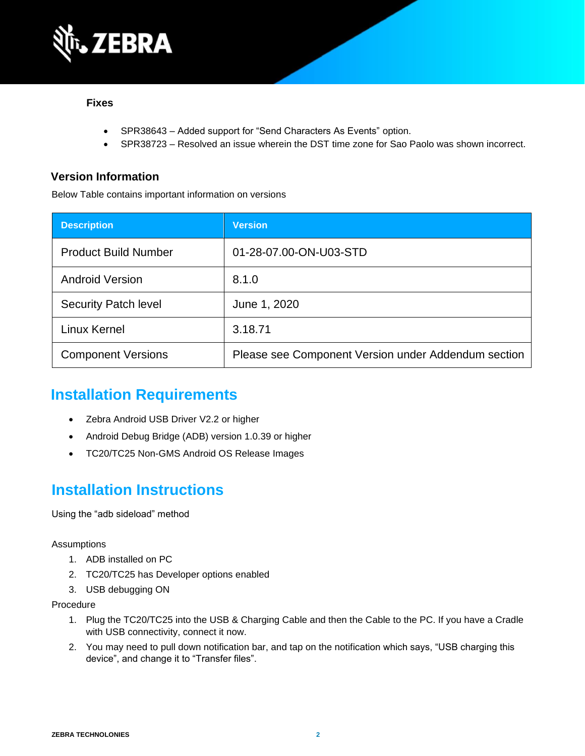### Fixes

- SPR38643 – Added support for “Send Characters As Events” option.
- SPR38723 – Resolved an issue wherein the DST time zone for Sao Paolo was shown incorrect.

### Version Information

Below Table contains important information on versions

| Description | Version |
|---|---|
| Product Build Number | 01-28-07.00-ON-U03-STD |
| Android Version | 8.1.0 |
| Security Patch level | June 1, 2020 |
| Linux Kernel | 3.18.71 |
| Component Versions | Please see Component Version under Addendum section |

## Installation Requirements

- Zebra Android USB Driver V2.2 or higher
- Android Debug Bridge (ADB) version 1.0.39 or higher
- TC20/TC25 Non-GMS Android OS Release Images

## Installation Instructions

Using the “adb sideload” method

Assumptions

1. ADB installed on PC
2. TC20/TC25 has Developer options enabled
3. USB debugging ON

Procedure

1. Plug the TC20/TC25 into the USB & Charging Cable and then the Cable to the PC. If you have a Cradle with USB connectivity, connect it now.
2. You may need to pull down notification bar, and tap on the notification which says, “USB charging this device”, and change it to “Transfer files”.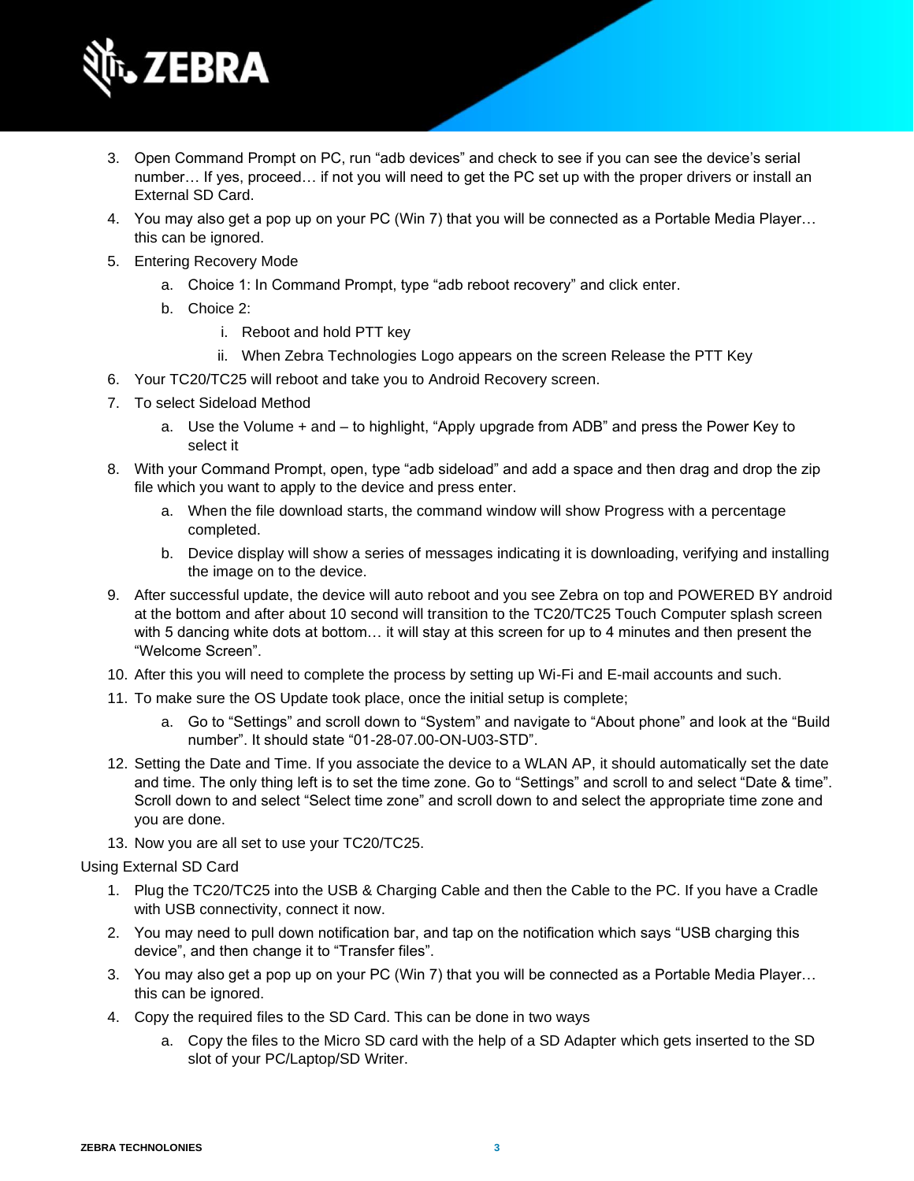3. Open Command Prompt on PC, run “adb devices” and check to see if you can see the device’s serial number… If yes, proceed… if not you will need to get the PC set up with the proper drivers or install an External SD Card.
4. You may also get a pop up on your PC (Win 7) that you will be connected as a Portable Media Player… this can be ignored.
5. Entering Recovery Mode
    a. Choice 1: In Command Prompt, type “adb reboot recovery” and click enter.
    b. Choice 2:
        i. Reboot and hold PTT key
        ii. When Zebra Technologies Logo appears on the screen Release the PTT Key
6. Your TC20/TC25 will reboot and take you to Android Recovery screen.
7. To select Sideload Method
    a. Use the Volume + and – to highlight, “Apply upgrade from ADB” and press the Power Key to select it
8. With your Command Prompt, open, type “adb sideload” and add a space and then drag and drop the zip file which you want to apply to the device and press enter.
    a. When the file download starts, the command window will show Progress with a percentage completed.
    b. Device display will show a series of messages indicating it is downloading, verifying and installing the image on to the device.
9. After successful update, the device will auto reboot and you see Zebra on top and POWERED BY android at the bottom and after about 10 second will transition to the TC20/TC25 Touch Computer splash screen with 5 dancing white dots at bottom… it will stay at this screen for up to 4 minutes and then present the “Welcome Screen”.
10. After this you will need to complete the process by setting up Wi-Fi and E-mail accounts and such.
11. To make sure the OS Update took place, once the initial setup is complete;
    a. Go to “Settings” and scroll down to “System” and navigate to “About phone” and look at the “Build number”. It should state “01-28-07.00-ON-U03-STD”.
12. Setting the Date and Time. If you associate the device to a WLAN AP, it should automatically set the date and time. The only thing left is to set the time zone. Go to “Settings” and scroll to and select “Date & time”. Scroll down to and select “Select time zone” and scroll down to and select the appropriate time zone and you are done.
13. Now you are all set to use your TC20/TC25.

Using External SD Card

1. Plug the TC20/TC25 into the USB & Charging Cable and then the Cable to the PC. If you have a Cradle with USB connectivity, connect it now.
2. You may need to pull down notification bar, and tap on the notification which says “USB charging this device”, and then change it to “Transfer files”.
3. You may also get a pop up on your PC (Win 7) that you will be connected as a Portable Media Player… this can be ignored.
4. Copy the required files to the SD Card. This can be done in two ways
    a. Copy the files to the Micro SD card with the help of a SD Adapter which gets inserted to the SD slot of your PC/Laptop/SD Writer.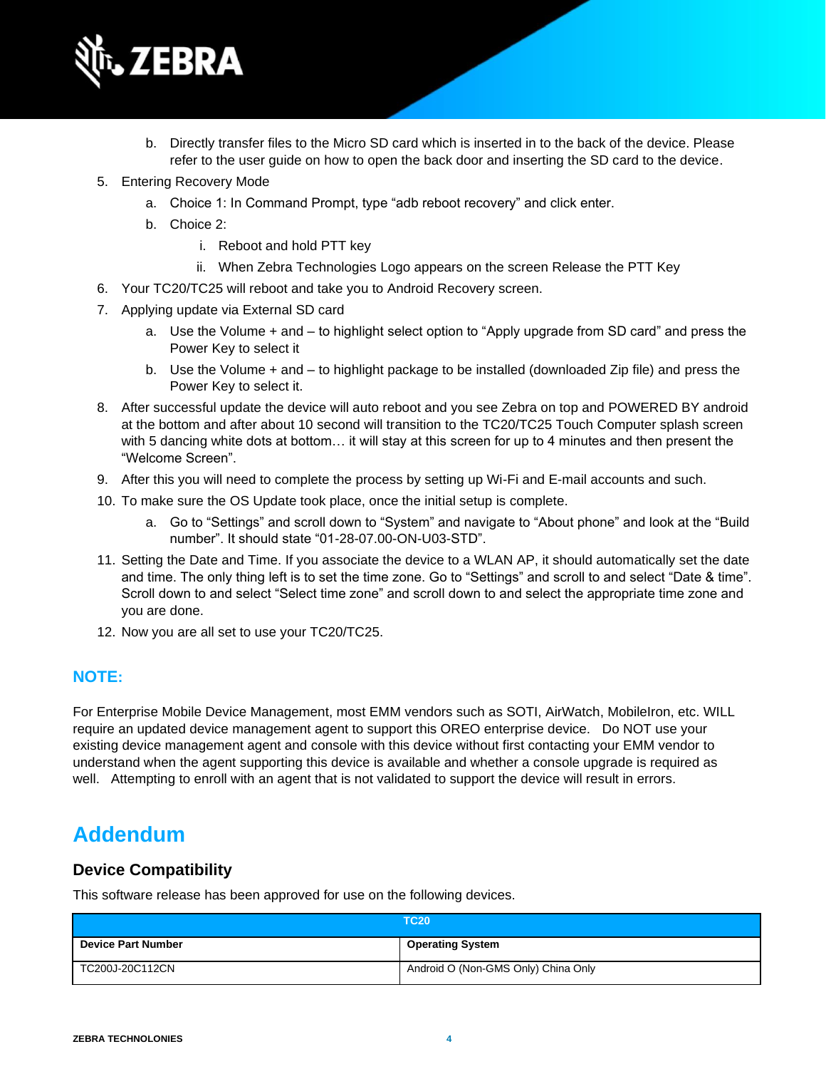b. Directly transfer files to the Micro SD card which is inserted in to the back of the device. Please refer to the user guide on how to open the back door and inserting the SD card to the device.

5. Entering Recovery Mode
   a. Choice 1: In Command Prompt, type “adb reboot recovery” and click enter.
   b. Choice 2:
      i. Reboot and hold PTT key
      ii. When Zebra Technologies Logo appears on the screen Release the PTT Key
6. Your TC20/TC25 will reboot and take you to Android Recovery screen.
7. Applying update via External SD card
   a. Use the Volume + and – to highlight select option to “Apply upgrade from SD card” and press the Power Key to select it
   b. Use the Volume + and – to highlight package to be installed (downloaded Zip file) and press the Power Key to select it.
8. After successful update the device will auto reboot and you see Zebra on top and POWERED BY android at the bottom and after about 10 second will transition to the TC20/TC25 Touch Computer splash screen with 5 dancing white dots at bottom… it will stay at this screen for up to 4 minutes and then present the “Welcome Screen”.
9. After this you will need to complete the process by setting up Wi-Fi and E-mail accounts and such.
10. To make sure the OS Update took place, once the initial setup is complete.
    a. Go to “Settings” and scroll down to “System” and navigate to “About phone” and look at the “Build number”. It should state “01-28-07.00-ON-U03-STD”.
11. Setting the Date and Time. If you associate the device to a WLAN AP, it should automatically set the date and time. The only thing left is to set the time zone. Go to “Settings” and scroll to and select “Date & time”. Scroll down to and select “Select time zone” and scroll down to and select the appropriate time zone and you are done.
12. Now you are all set to use your TC20/TC25.

### NOTE:

For Enterprise Mobile Device Management, most EMM vendors such as SOTI, AirWatch, MobileIron, etc. WILL require an updated device management agent to support this OREO enterprise device.   Do NOT use your existing device management agent and console with this device without first contacting your EMM vendor to understand when the agent supporting this device is available and whether a console upgrade is required as well.   Attempting to enroll with an agent that is not validated to support the device will result in errors.

# Addendum

## Device Compatibility

This software release has been approved for use on the following devices.

| TC20 | |
|---|---|
| **Device Part Number** | **Operating System** |
| TC200J-20C112CN | Android O (Non-GMS Only) China Only |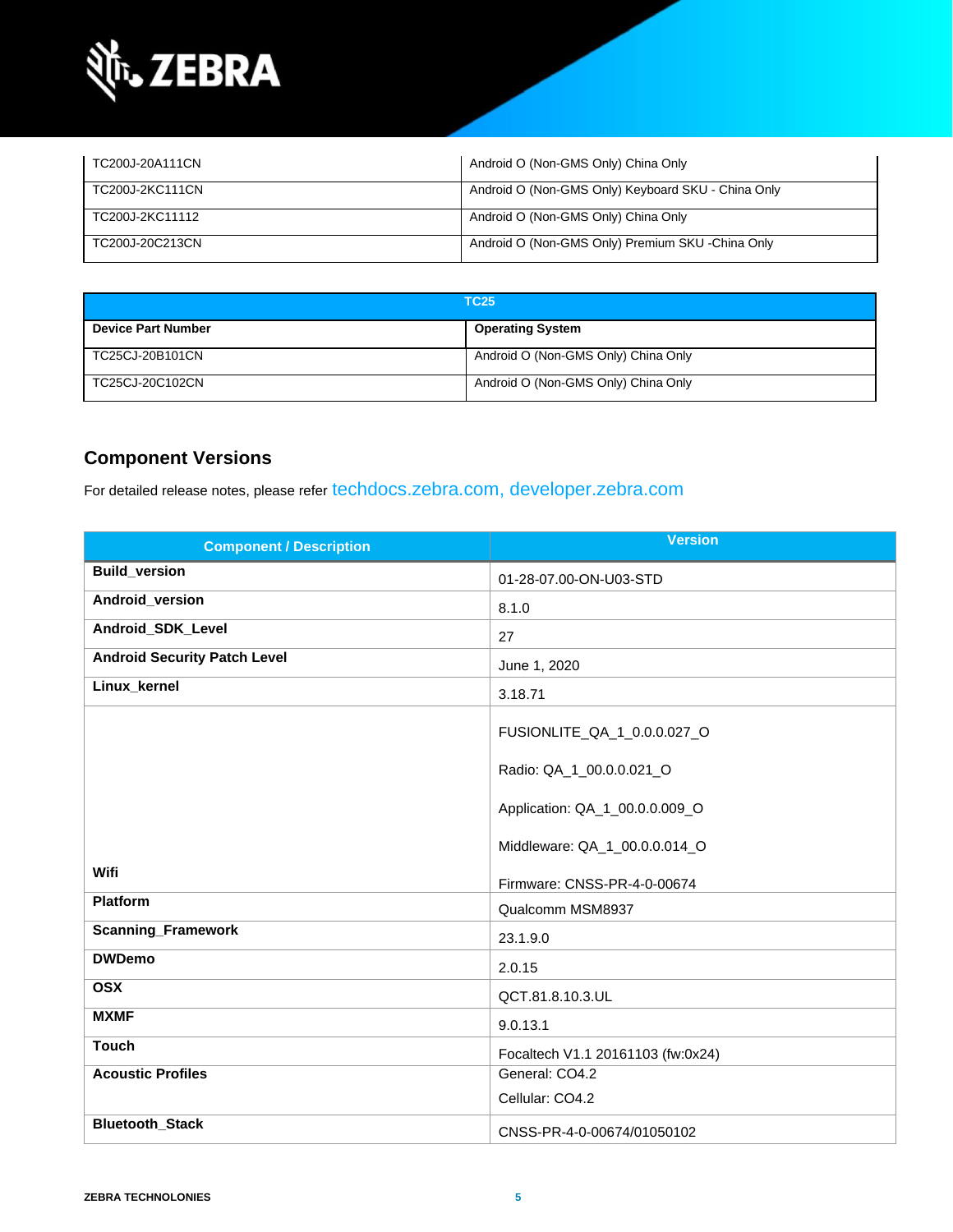| TC200J-20A111CN | Android O (Non-GMS Only) China Only |
|---|---|
| TC200J-2KC111CN | Android O (Non-GMS Only) Keyboard SKU - China Only |
| TC200J-2KC11112 | Android O (Non-GMS Only) China Only |
| TC200J-20C213CN | Android O (Non-GMS Only) Premium SKU -China Only |

| TC25 | |
|---|---|
| **Device Part Number** | **Operating System** |
| TC25CJ-20B101CN | Android O (Non-GMS Only) China Only |
| TC25CJ-20C102CN | Android O (Non-GMS Only) China Only |

## Component Versions

For detailed release notes, please refer techdocs.zebra.com, developer.zebra.com

| Component / Description | Version |
|---|---|
| **Build_version** | 01-28-07.00-ON-U03-STD |
| **Android_version** | 8.1.0 |
| **Android_SDK_Level** | 27 |
| **Android Security Patch Level** | June 1, 2020 |
| **Linux_kernel** | 3.18.71 |
| **Wifi** | FUSIONLITE_QA_1_0.0.0.027_O<br><br>Radio: QA_1_00.0.0.021_O<br><br>Application: QA_1_00.0.0.009_O<br><br>Middleware: QA_1_00.0.0.014_O<br><br>Firmware: CNSS-PR-4-0-00674 |
| **Platform** | Qualcomm MSM8937 |
| **Scanning_Framework** | 23.1.9.0 |
| **DWDemo** | 2.0.15 |
| **OSX** | QCT.81.8.10.3.UL |
| **MXMF** | 9.0.13.1 |
| **Touch** | Focaltech V1.1 20161103 (fw:0x24) |
| **Acoustic Profiles** | General: CO4.2<br><br>Cellular: CO4.2 |
| **Bluetooth_Stack** | CNSS-PR-4-0-00674/01050102 |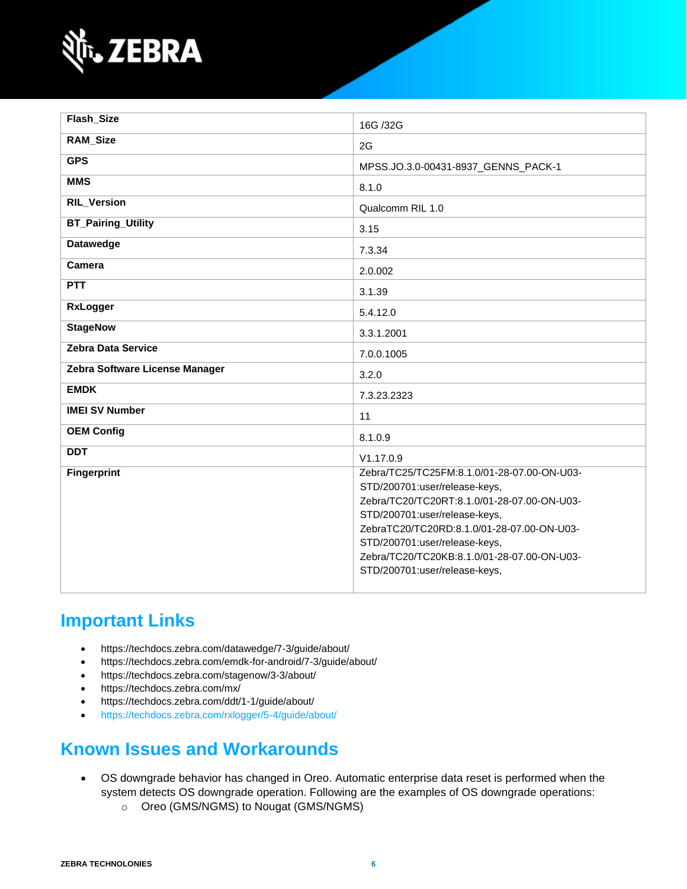| | |
|---|---|
| **Flash_Size** | 16G /32G |
| **RAM_Size** | 2G |
| **GPS** | MPSS.JO.3.0-00431-8937_GENNS_PACK-1 |
| **MMS** | 8.1.0 |
| **RIL_Version** | Qualcomm RIL 1.0 |
| **BT_Pairing_Utility** | 3.15 |
| **Datawedge** | 7.3.34 |
| **Camera** | 2.0.002 |
| **PTT** | 3.1.39 |
| **RxLogger** | 5.4.12.0 |
| **StageNow** | 3.3.1.2001 |
| **Zebra Data Service** | 7.0.0.1005 |
| **Zebra Software License Manager** | 3.2.0 |
| **EMDK** | 7.3.23.2323 |
| **IMEI SV Number** | 11 |
| **OEM Config** | 8.1.0.9 |
| **DDT** | V1.17.0.9 |
| **Fingerprint** | Zebra/TC25/TC25FM:8.1.0/01-28-07.00-ON-U03-STD/200701:user/release-keys, Zebra/TC20/TC20RT:8.1.0/01-28-07.00-ON-U03-STD/200701:user/release-keys, ZebraTC20/TC20RD:8.1.0/01-28-07.00-ON-U03-STD/200701:user/release-keys, Zebra/TC20/TC20KB:8.1.0/01-28-07.00-ON-U03-STD/200701:user/release-keys, |

## Important Links

- https://techdocs.zebra.com/datawedge/7-3/guide/about/
- https://techdocs.zebra.com/emdk-for-android/7-3/guide/about/
- https://techdocs.zebra.com/stagenow/3-3/about/
- https://techdocs.zebra.com/mx/
- https://techdocs.zebra.com/ddt/1-1/guide/about/
- https://techdocs.zebra.com/rxlogger/5-4/guide/about/

## Known Issues and Workarounds

- OS downgrade behavior has changed in Oreo. Automatic enterprise data reset is performed when the system detects OS downgrade operation. Following are the examples of OS downgrade operations:
  - Oreo (GMS/NGMS) to Nougat (GMS/NGMS)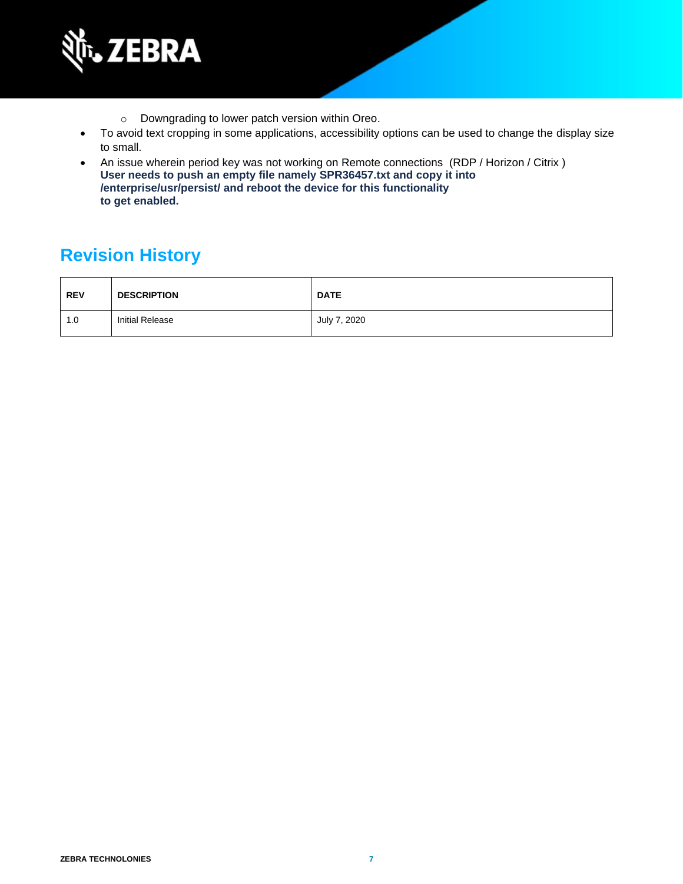- Downgrading to lower patch version within Oreo.
- To avoid text cropping in some applications, accessibility options can be used to change the display size to small.
- An issue wherein period key was not working on Remote connections (RDP / Horizon / Citrix )
  **User needs to push an empty file namely SPR36457.txt and copy it into /enterprise/usr/persist/ and reboot the device for this functionality to get enabled.**

## Revision History

| REV | DESCRIPTION | DATE |
|---|---|---|
| 1.0 | Initial Release | July 7, 2020 |